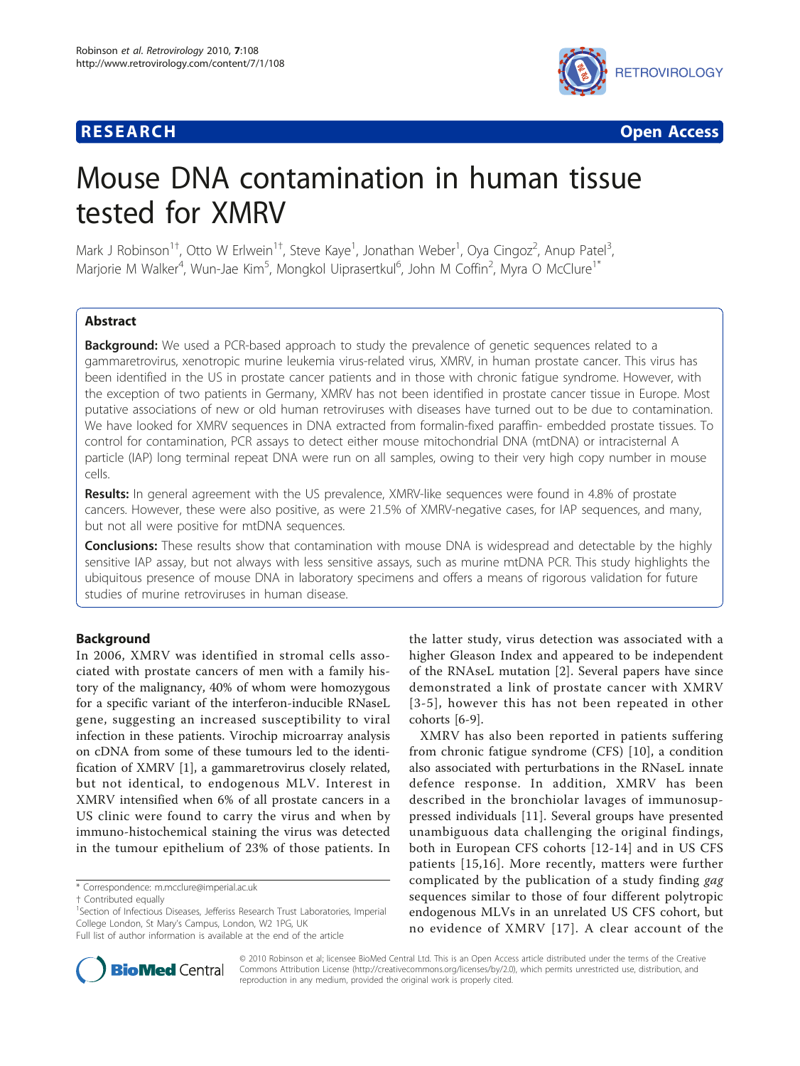# Mouse DNA contamination in human tissue tested for XMRV

Mark J Robinson[1†], Otto W Erlwein[1†], Steve Kaye[1], Jonathan Weber[1], Oya Cingoz[2], Anup Patel[3], Marjorie M Walker[4], Wun-Jae Kim[5], Mongkol Uiprasertkul[6], John M Coffin[2], Myra O McClure[1*]

## Abstract

**Background:** We used a PCR-based approach to study the prevalence of genetic sequences related to a gammaretrovirus, xenotropic murine leukemia virus-related virus, XMRV, in human prostate cancer. This virus has been identified in the US in prostate cancer patients and in those with chronic fatigue syndrome. However, with the exception of two patients in Germany, XMRV has not been identified in prostate cancer tissue in Europe. Most putative associations of new or old human retroviruses with diseases have turned out to be due to contamination. We have looked for XMRV sequences in DNA extracted from formalin-fixed paraffin- embedded prostate tissues. To control for contamination, PCR assays to detect either mouse mitochondrial DNA (mtDNA) or intracisternal A particle (IAP) long terminal repeat DNA were run on all samples, owing to their very high copy number in mouse cells.

**Results:** In general agreement with the US prevalence, XMRV-like sequences were found in 4.8% of prostate cancers. However, these were also positive, as were 21.5% of XMRV-negative cases, for IAP sequences, and many, but not all were positive for mtDNA sequences.

**Conclusions:** These results show that contamination with mouse DNA is widespread and detectable by the highly sensitive IAP assay, but not always with less sensitive assays, such as murine mtDNA PCR. This study highlights the ubiquitous presence of mouse DNA in laboratory specimens and offers a means of rigorous validation for future studies of murine retroviruses in human disease.

## Background

In 2006, XMRV was identified in stromal cells associated with prostate cancers of men with a family history of the malignancy, 40% of whom were homozygous for a specific variant of the interferon-inducible RNaseL gene, suggesting an increased susceptibility to viral infection in these patients. Virochip microarray analysis on cDNA from some of these tumours led to the identification of XMRV [1], a gammaretrovirus closely related, but not identical, to endogenous MLV. Interest in XMRV intensified when 6% of all prostate cancers in a US clinic were found to carry the virus and when by immuno-histochemical staining the virus was detected in the tumour epithelium of 23% of those patients. In the latter study, virus detection was associated with a higher Gleason Index and appeared to be independent of the RNAseL mutation [2]. Several papers have since demonstrated a link of prostate cancer with XMRV [3-5], however this has not been repeated in other cohorts [6-9].

XMRV has also been reported in patients suffering from chronic fatigue syndrome (CFS) [10], a condition also associated with perturbations in the RNaseL innate defence response. In addition, XMRV has been described in the bronchiolar lavages of immunosuppressed individuals [11]. Several groups have presented unambiguous data challenging the original findings, both in European CFS cohorts [12-14] and in US CFS patients [15,16]. More recently, matters were further complicated by the publication of a study finding *gag* sequences similar to those of four different polytropic endogenous MLVs in an unrelated US CFS cohort, but no evidence of XMRV [17]. A clear account of the

\* Correspondence: m.mcclure@imperial.ac.uk
† Contributed equally
[1]Section of Infectious Diseases, Jefferiss Research Trust Laboratories, Imperial College London, St Mary's Campus, London, W2 1PG, UK
Full list of author information is available at the end of the article

© 2010 Robinson et al; licensee BioMed Central Ltd. This is an Open Access article distributed under the terms of the Creative Commons Attribution License (http://creativecommons.org/licenses/by/2.0), which permits unrestricted use, distribution, and reproduction in any medium, provided the original work is properly cited.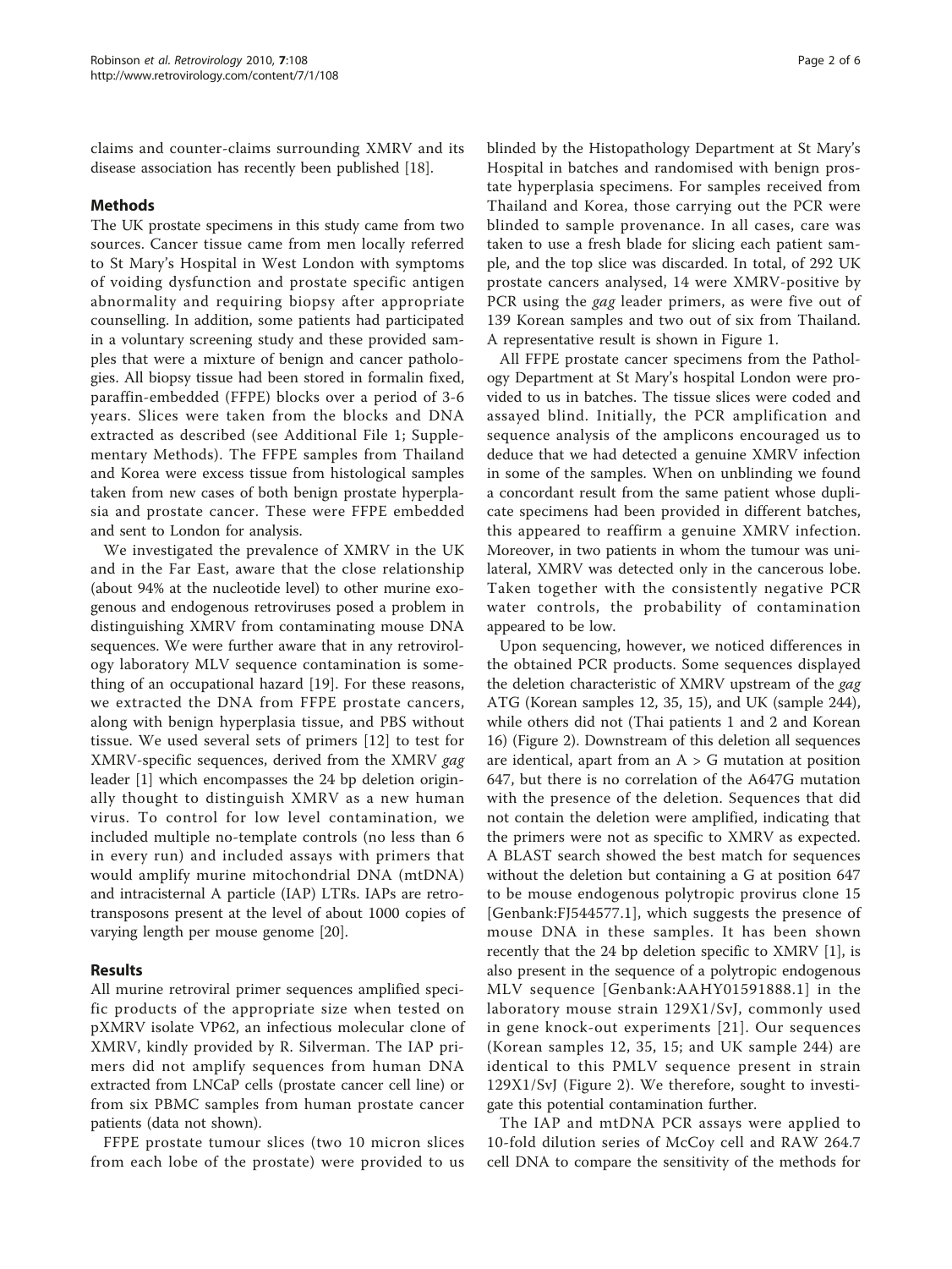claims and counter-claims surrounding XMRV and its disease association has recently been published [18].

## Methods

The UK prostate specimens in this study came from two sources. Cancer tissue came from men locally referred to St Mary's Hospital in West London with symptoms of voiding dysfunction and prostate specific antigen abnormality and requiring biopsy after appropriate counselling. In addition, some patients had participated in a voluntary screening study and these provided samples that were a mixture of benign and cancer pathologies. All biopsy tissue had been stored in formalin fixed, paraffin-embedded (FFPE) blocks over a period of 3-6 years. Slices were taken from the blocks and DNA extracted as described (see Additional File 1; Supplementary Methods). The FFPE samples from Thailand and Korea were excess tissue from histological samples taken from new cases of both benign prostate hyperplasia and prostate cancer. These were FFPE embedded and sent to London for analysis.

We investigated the prevalence of XMRV in the UK and in the Far East, aware that the close relationship (about 94% at the nucleotide level) to other murine exogenous and endogenous retroviruses posed a problem in distinguishing XMRV from contaminating mouse DNA sequences. We were further aware that in any retrovirology laboratory MLV sequence contamination is something of an occupational hazard [19]. For these reasons, we extracted the DNA from FFPE prostate cancers, along with benign hyperplasia tissue, and PBS without tissue. We used several sets of primers [12] to test for XMRV-specific sequences, derived from the XMRV *gag* leader [1] which encompasses the 24 bp deletion originally thought to distinguish XMRV as a new human virus. To control for low level contamination, we included multiple no-template controls (no less than 6 in every run) and included assays with primers that would amplify murine mitochondrial DNA (mtDNA) and intracisternal A particle (IAP) LTRs. IAPs are retrotransposons present at the level of about 1000 copies of varying length per mouse genome [20].

## Results

All murine retroviral primer sequences amplified specific products of the appropriate size when tested on pXMRV isolate VP62, an infectious molecular clone of XMRV, kindly provided by R. Silverman. The IAP primers did not amplify sequences from human DNA extracted from LNCaP cells (prostate cancer cell line) or from six PBMC samples from human prostate cancer patients (data not shown).

FFPE prostate tumour slices (two 10 micron slices from each lobe of the prostate) were provided to us blinded by the Histopathology Department at St Mary's Hospital in batches and randomised with benign prostate hyperplasia specimens. For samples received from Thailand and Korea, those carrying out the PCR were blinded to sample provenance. In all cases, care was taken to use a fresh blade for slicing each patient sample, and the top slice was discarded. In total, of 292 UK prostate cancers analysed, 14 were XMRV-positive by PCR using the *gag* leader primers, as were five out of 139 Korean samples and two out of six from Thailand. A representative result is shown in Figure 1.

All FFPE prostate cancer specimens from the Pathology Department at St Mary's hospital London were provided to us in batches. The tissue slices were coded and assayed blind. Initially, the PCR amplification and sequence analysis of the amplicons encouraged us to deduce that we had detected a genuine XMRV infection in some of the samples. When on unblinding we found a concordant result from the same patient whose duplicate specimens had been provided in different batches, this appeared to reaffirm a genuine XMRV infection. Moreover, in two patients in whom the tumour was unilateral, XMRV was detected only in the cancerous lobe. Taken together with the consistently negative PCR water controls, the probability of contamination appeared to be low.

Upon sequencing, however, we noticed differences in the obtained PCR products. Some sequences displayed the deletion characteristic of XMRV upstream of the *gag* ATG (Korean samples 12, 35, 15), and UK (sample 244), while others did not (Thai patients 1 and 2 and Korean 16) (Figure 2). Downstream of this deletion all sequences are identical, apart from an A > G mutation at position 647, but there is no correlation of the A647G mutation with the presence of the deletion. Sequences that did not contain the deletion were amplified, indicating that the primers were not as specific to XMRV as expected. A BLAST search showed the best match for sequences without the deletion but containing a G at position 647 to be mouse endogenous polytropic provirus clone 15 [Genbank:FJ544577.1], which suggests the presence of mouse DNA in these samples. It has been shown recently that the 24 bp deletion specific to XMRV [1], is also present in the sequence of a polytropic endogenous MLV sequence [Genbank:AAHY01591888.1] in the laboratory mouse strain 129X1/SvJ, commonly used in gene knock-out experiments [21]. Our sequences (Korean samples 12, 35, 15; and UK sample 244) are identical to this PMLV sequence present in strain 129X1/SvJ (Figure 2). We therefore, sought to investigate this potential contamination further.

The IAP and mtDNA PCR assays were applied to 10-fold dilution series of McCoy cell and RAW 264.7 cell DNA to compare the sensitivity of the methods for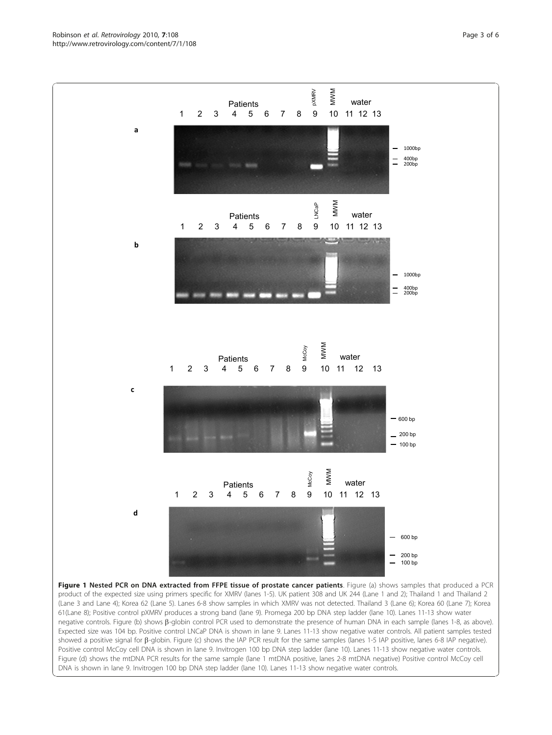**Figure 1 Nested PCR on DNA extracted from FFPE tissue of prostate cancer patients**. Figure (a) shows samples that produced a PCR product of the expected size using primers specific for XMRV (lanes 1-5). UK patient 308 and UK 244 (Lane 1 and 2); Thailand 1 and Thailand 2 (Lane 3 and Lane 4); Korea 62 (Lane 5). Lanes 6-8 show samples in which XMRV was not detected. Thailand 3 (Lane 6); Korea 60 (Lane 7); Korea 61(Lane 8); Positive control pXMRV produces a strong band (lane 9). Promega 200 bp DNA step ladder (lane 10). Lanes 11-13 show water negative controls. Figure (b) shows β-globin control PCR used to demonstrate the presence of human DNA in each sample (lanes 1-8, as above). Expected size was 104 bp. Positive control LNCaP DNA is shown in lane 9. Lanes 11-13 show negative water controls. All patient samples tested showed a positive signal for β-globin. Figure (c) shows the IAP PCR result for the same samples (lanes 1-5 IAP positive, lanes 6-8 IAP negative). Positive control McCoy cell DNA is shown in lane 9. Invitrogen 100 bp DNA step ladder (lane 10). Lanes 11-13 show negative water controls. Figure (d) shows the mtDNA PCR results for the same sample (lane 1 mtDNA positive, lanes 2-8 mtDNA negative) Positive control McCoy cell DNA is shown in lane 9. Invitrogen 100 bp DNA step ladder (lane 10). Lanes 11-13 show negative water controls.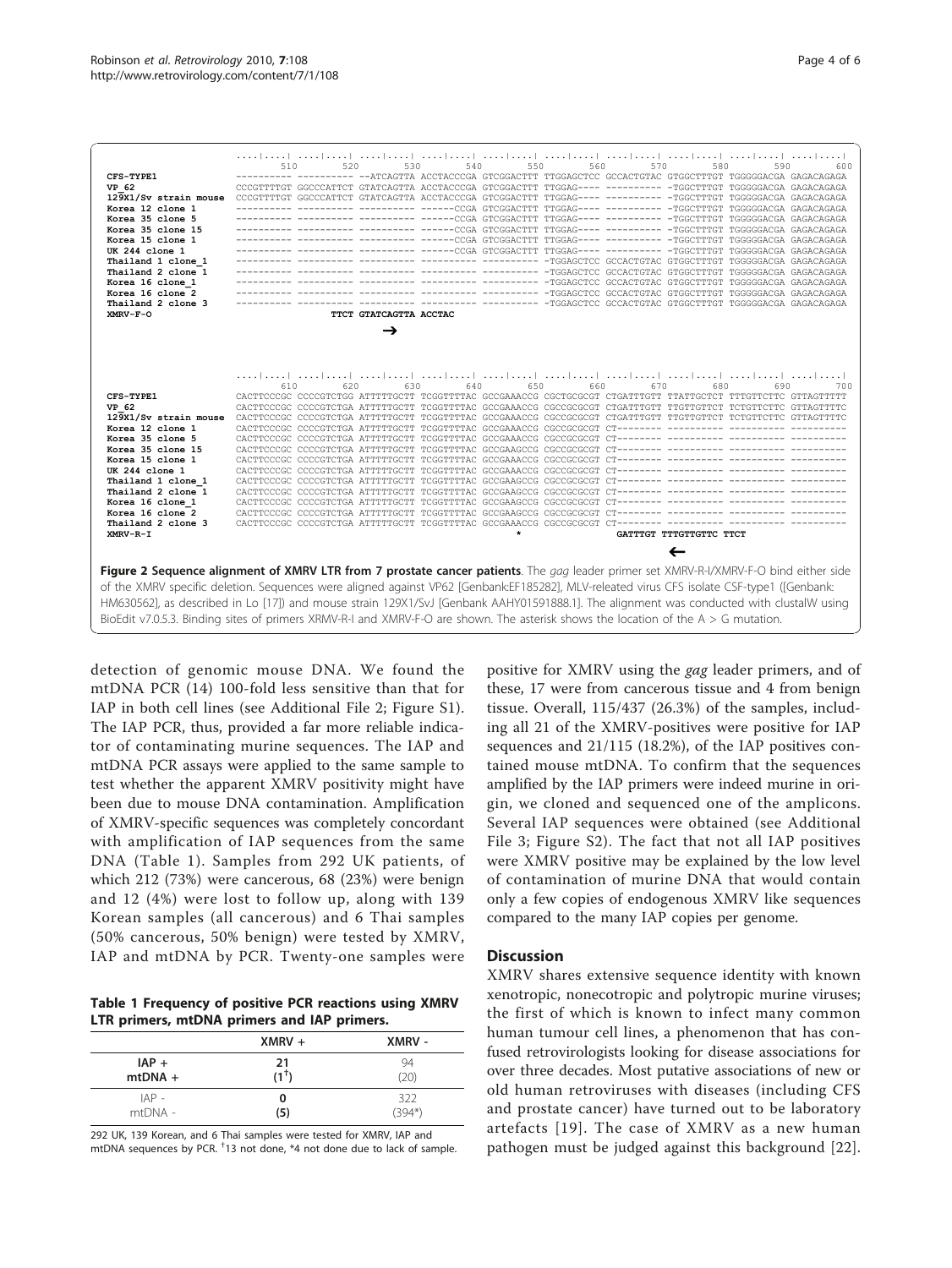```
                      ....|....| ....|....| ....|....| ....|....| ....|....| ....|....| ....|....| ....|....| ....|....| ....|....|
                             510        520        530        540        550        560        570        580        590        600
CFS-TYPE1             ---------- ---------- --ATCAGTTA ACCTACCCGA GTCGGACTTT TTGGAGCTCC GCCACTGTAC GTGGCTTTGT TGGGGGACGA GAGACAGAGA
VP_62                 CCCGTTTTGT GGCCCATTCT GTATCAGTTA ACCTACCCGA GTCGGACTTT TTGGAG---- ---------- -TGGCTTTGT TGGGGGACGA GAGACAGAGA
129X1/Sv strain mouse CCCGTTTTGT GGCCCATTCT GTATCAGTTA ACCTACCCGA GTCGGACTTT TTGGAG---- ---------- -TGGCTTTGT TGGGGGACGA GAGACAGAGA
Korea 12 clone 1      ---------- ---------- ---------- ------CCGA GTCGGACTTT TTGGAG---- ---------- -TGGCTTTGT TGGGGGACGA GAGACAGAGA
Korea 35 clone 5      ---------- ---------- ---------- ------CCGA GTCGGACTTT TTGGAG---- ---------- -TGGCTTTGT TGGGGGACGA GAGACAGAGA
Korea 35 clone 15     ---------- ---------- ---------- ------CCGA GTCGGACTTT TTGGAG---- ---------- -TGGCTTTGT TGGGGGACGA GAGACAGAGA
Korea 15 clone 1      ---------- ---------- ---------- ------CCGA GTCGGACTTT TTGGAG---- ---------- -TGGCTTTGT TGGGGGACGA GAGACAGAGA
UK 244 clone 1        ---------- ---------- ---------- ------CCGA GTCGGACTTT TTGGAG---- ---------- -TGGCTTTGT TGGGGGACGA GAGACAGAGA
Thailand 1 clone_1    ---------- ---------- ---------- ---------- ---------- -TGGAGCTCC GCCACTGTAC GTGGCTTTGT TGGGGGACGA GAGACAGAGA
Thailand 2 clone 1    ---------- ---------- ---------- ---------- ---------- -TGGAGCTCC GCCACTGTAC GTGGCTTTGT TGGGGGACGA GAGACAGAGA
Korea 16 clone_1      ---------- ---------- ---------- ---------- ---------- -TGGAGCTCC GCCACTGTAC GTGGCTTTGT TGGGGGACGA GAGACAGAGA
Korea 16 clone 2      ---------- ---------- ---------- ---------- ---------- -TGGAGCTCC GCCACTGTAC GTGGCTTTGT TGGGGGACGA GAGACAGAGA
Thailand 2 clone 3    ---------- ---------- ---------- ---------- ---------- -TGGAGCTCC GCCACTGTAC GTGGCTTTGT TGGGGGACGA GAGACAGAGA
XMRV-F-O                              TTCT GTATCAGTTA ACCTAC
                                               →

                      ....|....| ....|....| ....|....| ....|....| ....|....| ....|....| ....|....| ....|....| ....|....| ....|....|
                             610        620        630        640        650        660        670        680        690        700
CFS-TYPE1             CACTTCCCGC CCCCGTCTGG ATTTTTGCTT TCGGTTTTAC GCCGAAACCG CGCTGCGCGT CTGATTTGTT TTATTGCTCT TTTGTTCTTC GTTAGTTTTT
VP_62                 CACTTCCCGC CCCCGTCTGA ATTTTTGCTT TCGGTTTTAC GCCGAAACCG CGCCGCGCGT CTGATTTGTT TTGTTGTTCT TCTGTTCTTC GTTAGTTTTC
129X1/Sv strain mouse CACTTCCCGC CCCCGTCTGA ATTTTTGCTT TCGGTTTTAC GCCGAAACCG CGCCGCGCGT CTGATTTGTT TTGTTGTTCT TCTGTTCTTC GTTAGTTTTC
Korea 12 clone 1      CACTTCCCGC CCCCGTCTGA ATTTTTGCTT TCGGTTTTAC GCCGAAACCG CGCCGCGCGT CT-------- ---------- ---------- ----------
Korea 35 clone 5      CACTTCCCGC CCCCGTCTGA ATTTTTGCTT TCGGTTTTAC GCCGAAACCG CGCCGCGCGT CT-------- ---------- ---------- ----------
Korea 35 clone 15     CACTTCCCGC CCCCGTCTGA ATTTTTGCTT TCGGTTTTAC GCCGAAACCG CGCCGCGCGT CT-------- ---------- ---------- ----------
Korea 15 clone 1      CACTTCCCGC CCCCGTCTGA ATTTTTGCTT TCGGTTTTAC GCCGAAACCG CGCCGCGCGT CT-------- ---------- ---------- ----------
UK 244 clone 1        CACTTCCCGC CCCCGTCTGA ATTTTTGCTT TCGGTTTTAC GCCGAAACCG CGCCGCGCGT CT-------- ---------- ---------- ----------
Thailand 1 clone_1    CACTTCCCGC CCCCGTCTGA ATTTTTGCTT TCGGTTTTAC GCCGAAGCCG CGCCGCGCGT CT-------- ---------- ---------- ----------
Thailand 2 clone 1    CACTTCCCGC CCCCGTCTGA ATTTTTGCTT TCGGTTTTAC GCCGAAGCCG CGCCGCGCGT CT-------- ---------- ---------- ----------
Korea 16 clone_1      CACTTCCCGC CCCCGTCTGA ATTTTTGCTT TCGGTTTTAC GCCGAAGCCG CGCCGCGCGT CT-------- ---------- ---------- ----------
Korea 16 clone 2      CACTTCCCGC CCCCGTCTGA ATTTTTGCTT TCGGTTTTAC GCCGAAGCCG CGCCGCGCGT CT-------- ---------- ---------- ----------
Thailand 2 clone 3    CACTTCCCGC CCCCGTCTGA ATTTTTGCTT TCGGTTTTAC GCCGAAGCCG CGCCGCGCGT CT-------- ---------- ---------- ----------
XMRV-R-I                                                                *                 GATTTGT TTTGTTGTTC TTCT
                                                                                                    ←
```

**Figure 2 Sequence alignment of XMRV LTR from 7 prostate cancer patients**. The *gag* leader primer set XMRV-R-I/XMRV-F-O bind either side of the XMRV specific deletion. Sequences were aligned against VP62 [Genbank:EF185282], MLV-releated virus CFS isolate CSF-type1 ([Genbank: HM630562], as described in Lo [17]) and mouse strain 129X1/SvJ [Genbank AAHY01591888.1]. The alignment was conducted with clustalW using BioEdit v7.0.5.3. Binding sites of primers XRMV-R-I and XMRV-F-O are shown. The asterisk shows the location of the A > G mutation.

detection of genomic mouse DNA. We found the mtDNA PCR (14) 100-fold less sensitive than that for IAP in both cell lines (see Additional File 2; Figure S1). The IAP PCR, thus, provided a far more reliable indicator of contaminating murine sequences. The IAP and mtDNA PCR assays were applied to the same sample to test whether the apparent XMRV positivity might have been due to mouse DNA contamination. Amplification of XMRV-specific sequences was completely concordant with amplification of IAP sequences from the same DNA (Table 1). Samples from 292 UK patients, of which 212 (73%) were cancerous, 68 (23%) were benign and 12 (4%) were lost to follow up, along with 139 Korean samples (all cancerous) and 6 Thai samples (50% cancerous, 50% benign) were tested by XMRV, IAP and mtDNA by PCR. Twenty-one samples were positive for XMRV using the *gag* leader primers, and of these, 17 were from cancerous tissue and 4 from benign tissue. Overall, 115/437 (26.3%) of the samples, including all 21 of the XMRV-positives were positive for IAP sequences and 21/115 (18.2%), of the IAP positives contained mouse mtDNA. To confirm that the sequences amplified by the IAP primers were indeed murine in origin, we cloned and sequenced one of the amplicons. Several IAP sequences were obtained (see Additional File 3; Figure S2). The fact that not all IAP positives were XMRV positive may be explained by the low level of contamination of murine DNA that would contain only a few copies of endogenous XMRV like sequences compared to the many IAP copies per genome.

**Table 1 Frequency of positive PCR reactions using XMRV LTR primers, mtDNA primers and IAP primers.**

| | XMRV + | XMRV - |
|---|---|---|
| IAP + | **21** | 94 |
| mtDNA + | **(1†)** | (20) |
| IAP - | **0** | 322 |
| mtDNA - | **(5)** | (394*) |

292 UK, 139 Korean, and 6 Thai samples were tested for XMRV, IAP and mtDNA sequences by PCR. †13 not done, *4 not done due to lack of sample.

## Discussion

XMRV shares extensive sequence identity with known xenotropic, nonecotropic and polytropic murine viruses; the first of which is known to infect many common human tumour cell lines, a phenomenon that has confused retrovirologists looking for disease associations for over three decades. Most putative associations of new or old human retroviruses with diseases (including CFS and prostate cancer) have turned out to be laboratory artefacts [19]. The case of XMRV as a new human pathogen must be judged against this background [22].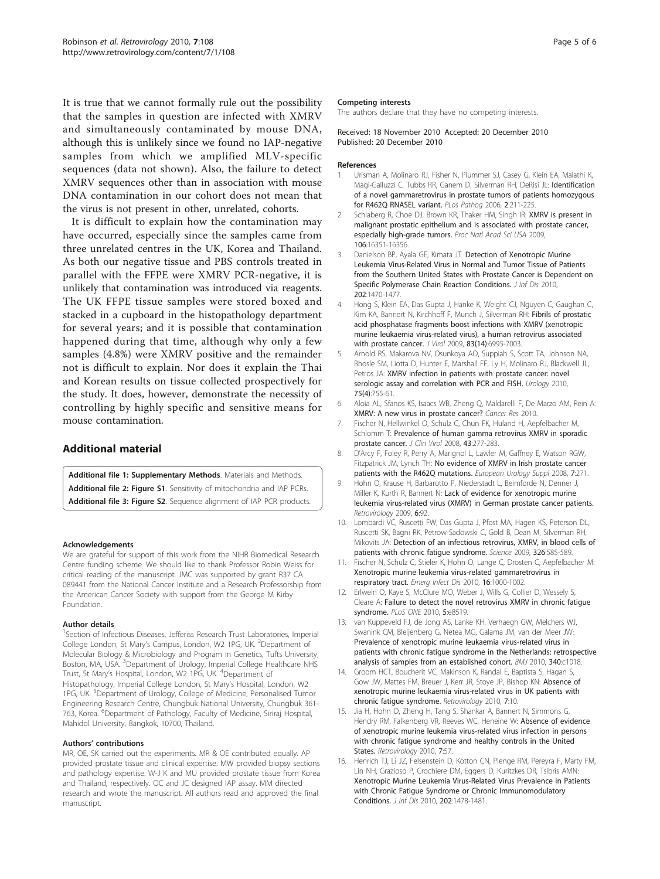It is true that we cannot formally rule out the possibility that the samples in question are infected with XMRV and simultaneously contaminated by mouse DNA, although this is unlikely since we found no IAP-negative samples from which we amplified MLV-specific sequences (data not shown). Also, the failure to detect XMRV sequences other than in association with mouse DNA contamination in our cohort does not mean that the virus is not present in other, unrelated, cohorts.

It is difficult to explain how the contamination may have occurred, especially since the samples came from three unrelated centres in the UK, Korea and Thailand. As both our negative tissue and PBS controls treated in parallel with the FFPE were XMRV PCR-negative, it is unlikely that contamination was introduced via reagents. The UK FFPE tissue samples were stored boxed and stacked in a cupboard in the histopathology department for several years; and it is possible that contamination happened during that time, although why only a few samples (4.8%) were XMRV positive and the remainder not is difficult to explain. Nor does it explain the Thai and Korean results on tissue collected prospectively for the study. It does, however, demonstrate the necessity of controlling by highly specific and sensitive means for mouse contamination.

## Additional material

**Additional file 1: Supplementary Methods**. Materials and Methods.
**Additional file 2: Figure S1**. Sensitivity of mitochondria and IAP PCRs.
**Additional file 3: Figure S2**. Sequence alignment of IAP PCR products.

#### Acknowledgements

We are grateful for support of this work from the NIHR Biomedical Research Centre funding scheme. We should like to thank Professor Robin Weiss for critical reading of the manuscript. JMC was supported by grant R37 CA 089441 from the National Cancer Institute and a Research Professorship from the American Cancer Society with support from the George M Kirby Foundation.

#### Author details

[1]Section of Infectious Diseases, Jefferiss Research Trust Laboratories, Imperial College London, St Mary's Campus, London, W2 1PG, UK. [2]Department of Molecular Biology & Microbiology and Program in Genetics, Tufts University, Boston, MA, USA. [3]Department of Urology, Imperial College Healthcare NHS Trust, St Mary's Hospital, London, W2 1PG, UK. [4]Department of Histopathology, Imperial College London, St Mary's Hospital, London, W2 1PG, UK. [5]Department of Urology, College of Medicine, Personalised Tumor Engineering Research Centre, Chungbuk National University, Chungbuk 361-763, Korea. [6]Department of Pathology, Faculty of Medicine, Siriraj Hospital, Mahidol University, Bangkok, 10700, Thailand.

#### Authors' contributions

MR, OE, SK carried out the experiments. MR & OE contributed equally. AP provided prostate tissue and clinical expertise. MW provided biopsy sections and pathology expertise. W-J K and MU provided prostate tissue from Korea and Thailand, respectively. OC and JC designed IAP assay. MM directed research and wrote the manuscript. All authors read and approved the final manuscript.

#### Competing interests

The authors declare that they have no competing interests.

Received: 18 November 2010 Accepted: 20 December 2010
Published: 20 December 2010

#### References

1. Urisman A, Molinaro RJ, Fisher N, Plummer SJ, Casey G, Klein EA, Malathi K, Magi-Galluzzi C, Tubbs RR, Ganem D, Silverman RH, DeRisi JL: **Identification of a novel gammaretrovirus in prostate tumors of patients homozygous for R462Q RNASEL variant.** *PLos Pathog* 2006, **2**:211-225.
2. Schlaberg R, Choe DJ, Brown KR, Thaker HM, Singh IR: **XMRV is present in malignant prostatic epithelium and is associated with prostate cancer, especially high-grade tumors.** *Proc Natl Acad Sci USA* 2009, **106**:16351-16356.
3. Danielson BP, Ayala GE, Kimata JT: **Detection of Xenotropic Murine Leukemia Virus-Related Virus in Normal and Tumor Tissue of Patients from the Southern United States with Prostate Cancer is Dependent on Specific Polymerase Chain Reaction Conditions.** *J Inf Dis* 2010, **202**:1470-1477.
4. Hong S, Klein EA, Das Gupta J, Hanke K, Weight CJ, Nguyen C, Gaughan C, Kim KA, Bannert N, Kirchhoff F, Munch J, Silverman RH: **Fibrils of prostatic acid phosphatase fragments boost infections with XMRV (xenotropic murine leukaemia virus-related virus), a human retrovirus associated with prostate cancer.** *J Virol* 2009, **83(14)**:6995-7003.
5. Arnold RS, Makarova NV, Osunkoya AO, Suppiah S, Scott TA, Johnson NA, Bhosle SM, Liotta D, Hunter E, Marshall FF, Ly H, Molinaro RJ, Blackwell JL, Petros JA: **XMRV infection in patients with prostate cancer: novel serologic assay and correlation with PCR and FISH.** *Urology* 2010, **75(4)**:755-61.
6. Aloia AL, Sfanos KS, Isaacs WB, Zheng Q, Maldarelli F, De Marzo AM, Rein A: **XMRV: A new virus in prostate cancer?** *Cancer Res* 2010.
7. Fischer N, Hellwinkel O, Schulz C, Chun FK, Huland H, Aepfelbacher M, Schlomm T: **Prevalence of human gamma retrovirus XMRV in sporadic prostate cancer.** *J Clin Virol* 2008, **43**:277-283.
8. D'Arcy F, Foley R, Perry A, Marignol L, Lawler M, Gaffney E, Watson RGW, Fitzpatrick JM, Lynch TH: **No evidence of XMRV in Irish prostate cancer patients with the R462Q mutations.** *European Urology Suppl* 2008, **7**:271.
9. Hohn O, Krause H, Barbarotto P, Niederstadt L, Beimforde N, Denner J, Miller K, Kurth R, Bannert N: **Lack of evidence for xenotropic murine leukemia virus-related virus (XMRV) in German prostate cancer patients.** *Retrovirology* 2009, **6**:92.
10. Lombardi VC, Ruscetti FW, Das Gupta J, Pfost MA, Hagen KS, Peterson DL, Ruscetti SK, Bagni RK, Petrow-Sadowski C, Gold B, Dean M, Silverman RH, Mikovits JA: **Detection of an infectious retrovirus, XMRV, in blood cells of patients with chronic fatigue syndrome.** *Science* 2009, **326**:585-589.
11. Fischer N, Schulz C, Stieler K, Hohn O, Lange C, Drosten C, Aepfelbacher M: **Xenotropic murine leukemia virus-related gammaretrovirus in respiratory tract.** *Emerg Infect Dis* 2010, **16**:1000-1002.
12. Erlwein O, Kaye S, McClure MO, Weber J, Wills G, Collier D, Wessely S, Cleare A: **Failure to detect the novel retrovirus XMRV in chronic fatigue syndrome.** *PLoS ONE* 2010, **5**:e8519.
13. van Kuppeveld FJ, de Jong AS, Lanke KH, Verhaegh GW, Melchers WJ, Swanink CM, Bleijenberg G, Netea MG, Galama JM, van der Meer JW: **Prevalence of xenotropic murine leukaemia virus-related virus in patients with chronic fatigue syndrome in the Netherlands: retrospective analysis of samples from an established cohort.** *BMJ* 2010, **340**:c1018.
14. Groom HCT, Boucherit VC, Makinson K, Randal E, Baptista S, Hagan S, Gow JW, Mattes FM, Breuer J, Kerr JR, Stoye JP, Bishop KN: **Absence of xenotropic murine leukaemia virus-related virus in UK patients with chronic fatigue syndrome.** *Retrovirology* 2010, **7**:10.
15. Jia H, Hohn O, Zheng H, Tang S, Shankar A, Bannert N, Simmons G, Hendry RM, Falkenberg VR, Reeves WC, Heneine W: **Absence of evidence of xenotropic murine leukemia virus-related virus infection in persons with chronic fatigue syndrome and healthy controls in the United States.** *Retrovirology* 2010, **7**:57.
16. Henrich TJ, Li JZ, Felsenstein D, Kotton CN, Plenge RM, Pereyra F, Marty FM, Lin NH, Grazioso P, Crochiere DM, Eggers D, Kuritzkes DR, Tsibris AMN: **Xenotropic Murine Leukemia Virus-Related Virus Prevalence in Patients with Chronic Fatigue Syndrome or Chronic Immunomodulatory Conditions.** *J Inf Dis* 2010, **202**:1478-1481.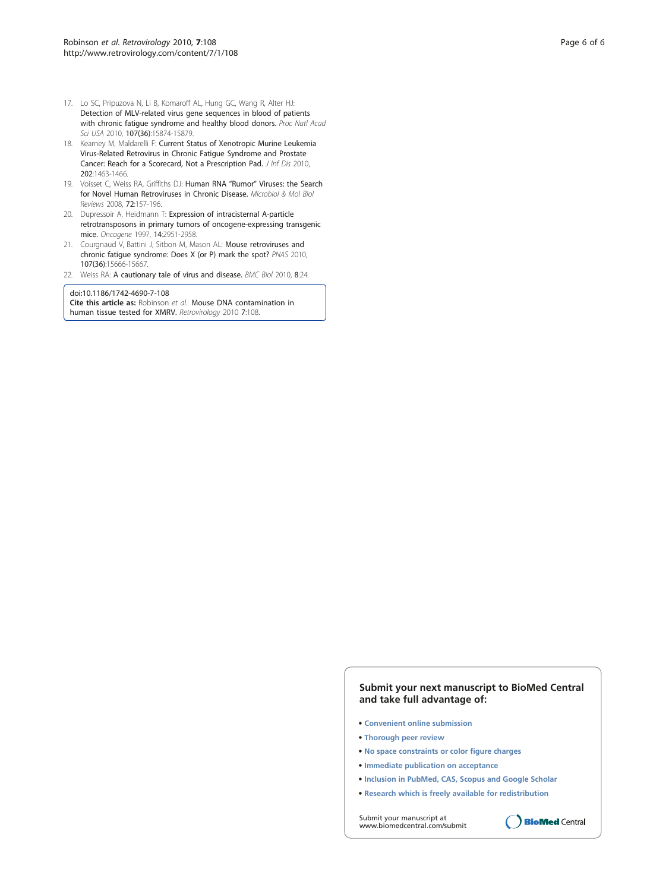17. Lo SC, Pripuzova N, Li B, Komaroff AL, Hung GC, Wang R, Alter HJ: Detection of MLV-related virus gene sequences in blood of patients with chronic fatigue syndrome and healthy blood donors. *Proc Natl Acad Sci USA* 2010, **107(36)**:15874-15879.
18. Kearney M, Maldarelli F: Current Status of Xenotropic Murine Leukemia Virus-Related Retrovirus in Chronic Fatigue Syndrome and Prostate Cancer: Reach for a Scorecard, Not a Prescription Pad. *J Inf Dis* 2010, **202**:1463-1466.
19. Voisset C, Weiss RA, Griffiths DJ: Human RNA "Rumor" Viruses: the Search for Novel Human Retroviruses in Chronic Disease. *Microbiol & Mol Biol Reviews* 2008, **72**:157-196.
20. Dupressoir A, Heidmann T: Expression of intracisternal A-particle retrotransposons in primary tumors of oncogene-expressing transgenic mice. *Oncogene* 1997, **14**:2951-2958.
21. Courgnaud V, Battini J, Sitbon M, Mason AL: Mouse retroviruses and chronic fatigue syndrome: Does X (or P) mark the spot? *PNAS* 2010, **107(36)**:15666-15667.
22. Weiss RA: A cautionary tale of virus and disease. *BMC Biol* 2010, **8**:24.

doi:10.1186/1742-4690-7-108
**Cite this article as:** Robinson *et al.*: Mouse DNA contamination in human tissue tested for XMRV. *Retrovirology* 2010 7:108.

**Submit your next manuscript to BioMed Central and take full advantage of:**

- **Convenient online submission**
- **Thorough peer review**
- **No space constraints or color figure charges**
- **Immediate publication on acceptance**
- **Inclusion in PubMed, CAS, Scopus and Google Scholar**
- **Research which is freely available for redistribution**

Submit your manuscript at
www.biomedcentral.com/submit

BioMed Central